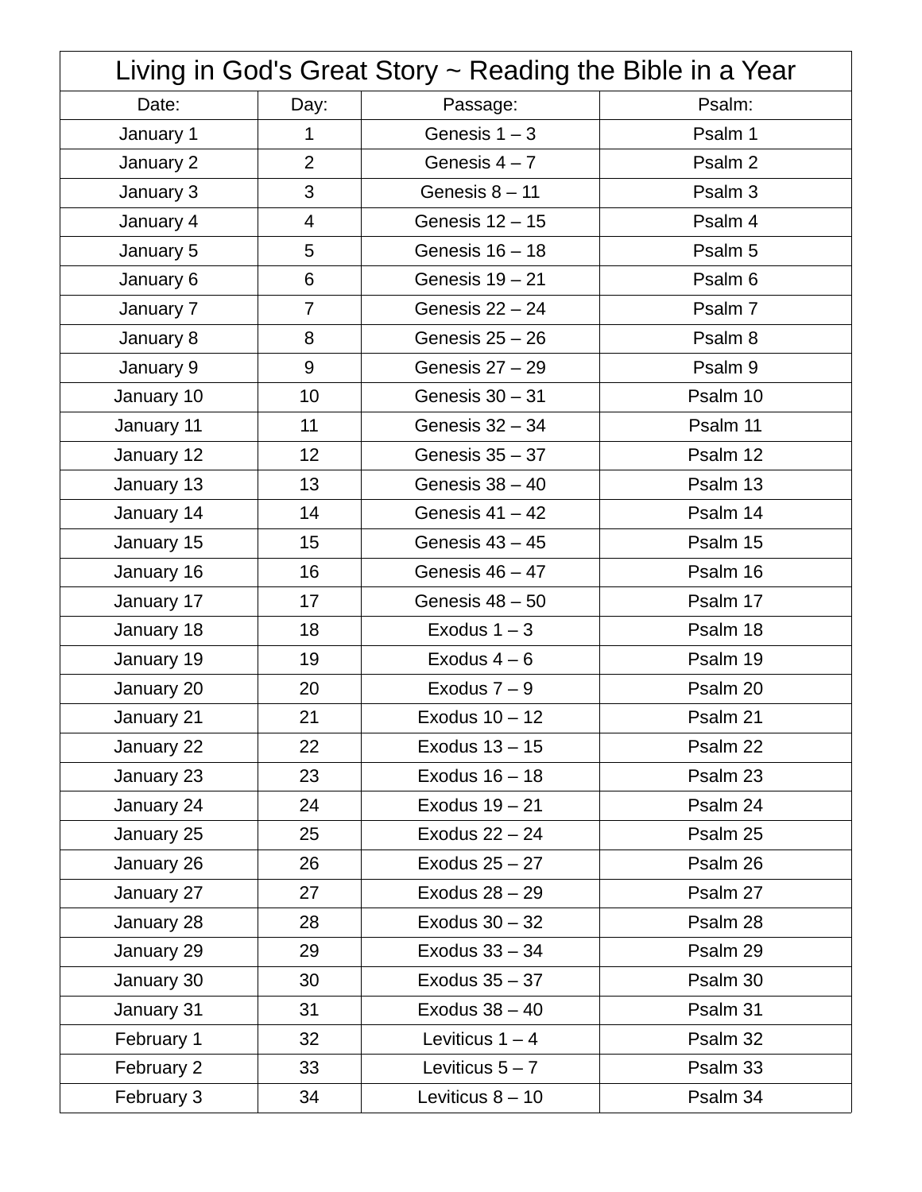| Living in God's Great Story ~ Reading the Bible in a Year | | | |
|---|---|---|---|
| Date: | Day: | Passage: | Psalm: |
| January 1 | 1 | Genesis 1 – 3 | Psalm 1 |
| January 2 | 2 | Genesis 4 – 7 | Psalm 2 |
| January 3 | 3 | Genesis 8 – 11 | Psalm 3 |
| January 4 | 4 | Genesis 12 – 15 | Psalm 4 |
| January 5 | 5 | Genesis 16 – 18 | Psalm 5 |
| January 6 | 6 | Genesis 19 – 21 | Psalm 6 |
| January 7 | 7 | Genesis 22 – 24 | Psalm 7 |
| January 8 | 8 | Genesis 25 – 26 | Psalm 8 |
| January 9 | 9 | Genesis 27 – 29 | Psalm 9 |
| January 10 | 10 | Genesis 30 – 31 | Psalm 10 |
| January 11 | 11 | Genesis 32 – 34 | Psalm 11 |
| January 12 | 12 | Genesis 35 – 37 | Psalm 12 |
| January 13 | 13 | Genesis 38 – 40 | Psalm 13 |
| January 14 | 14 | Genesis 41 – 42 | Psalm 14 |
| January 15 | 15 | Genesis 43 – 45 | Psalm 15 |
| January 16 | 16 | Genesis 46 – 47 | Psalm 16 |
| January 17 | 17 | Genesis 48 – 50 | Psalm 17 |
| January 18 | 18 | Exodus 1 – 3 | Psalm 18 |
| January 19 | 19 | Exodus 4 – 6 | Psalm 19 |
| January 20 | 20 | Exodus 7 – 9 | Psalm 20 |
| January 21 | 21 | Exodus 10 – 12 | Psalm 21 |
| January 22 | 22 | Exodus 13 – 15 | Psalm 22 |
| January 23 | 23 | Exodus 16 – 18 | Psalm 23 |
| January 24 | 24 | Exodus 19 – 21 | Psalm 24 |
| January 25 | 25 | Exodus 22 – 24 | Psalm 25 |
| January 26 | 26 | Exodus 25 – 27 | Psalm 26 |
| January 27 | 27 | Exodus 28 – 29 | Psalm 27 |
| January 28 | 28 | Exodus 30 – 32 | Psalm 28 |
| January 29 | 29 | Exodus 33 – 34 | Psalm 29 |
| January 30 | 30 | Exodus 35 – 37 | Psalm 30 |
| January 31 | 31 | Exodus 38 – 40 | Psalm 31 |
| February 1 | 32 | Leviticus 1 – 4 | Psalm 32 |
| February 2 | 33 | Leviticus 5 – 7 | Psalm 33 |
| February 3 | 34 | Leviticus 8 – 10 | Psalm 34 |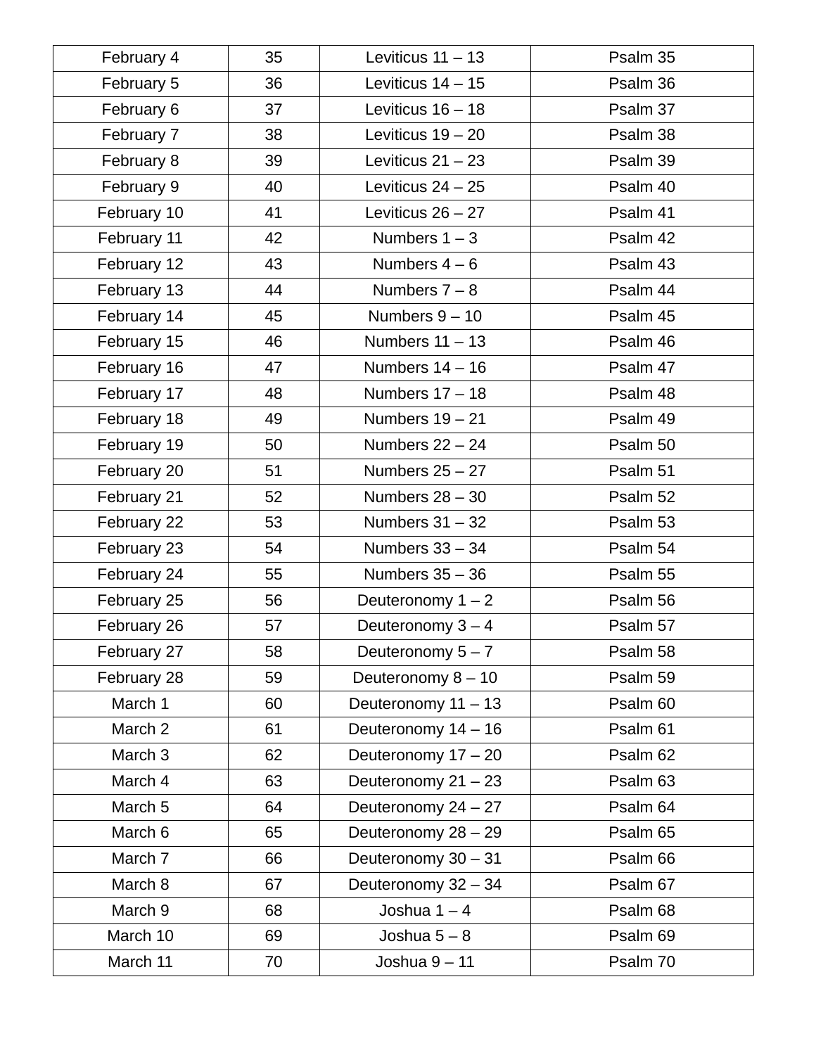| February 4 | 35 | Leviticus 11 – 13 | Psalm 35 |
|---|---|---|---|
| February 5 | 36 | Leviticus 14 – 15 | Psalm 36 |
| February 6 | 37 | Leviticus 16 – 18 | Psalm 37 |
| February 7 | 38 | Leviticus 19 – 20 | Psalm 38 |
| February 8 | 39 | Leviticus 21 – 23 | Psalm 39 |
| February 9 | 40 | Leviticus 24 – 25 | Psalm 40 |
| February 10 | 41 | Leviticus 26 – 27 | Psalm 41 |
| February 11 | 42 | Numbers 1 – 3 | Psalm 42 |
| February 12 | 43 | Numbers 4 – 6 | Psalm 43 |
| February 13 | 44 | Numbers 7 – 8 | Psalm 44 |
| February 14 | 45 | Numbers 9 – 10 | Psalm 45 |
| February 15 | 46 | Numbers 11 – 13 | Psalm 46 |
| February 16 | 47 | Numbers 14 – 16 | Psalm 47 |
| February 17 | 48 | Numbers 17 – 18 | Psalm 48 |
| February 18 | 49 | Numbers 19 – 21 | Psalm 49 |
| February 19 | 50 | Numbers 22 – 24 | Psalm 50 |
| February 20 | 51 | Numbers 25 – 27 | Psalm 51 |
| February 21 | 52 | Numbers 28 – 30 | Psalm 52 |
| February 22 | 53 | Numbers 31 – 32 | Psalm 53 |
| February 23 | 54 | Numbers 33 – 34 | Psalm 54 |
| February 24 | 55 | Numbers 35 – 36 | Psalm 55 |
| February 25 | 56 | Deuteronomy 1 – 2 | Psalm 56 |
| February 26 | 57 | Deuteronomy 3 – 4 | Psalm 57 |
| February 27 | 58 | Deuteronomy 5 – 7 | Psalm 58 |
| February 28 | 59 | Deuteronomy 8 – 10 | Psalm 59 |
| March 1 | 60 | Deuteronomy 11 – 13 | Psalm 60 |
| March 2 | 61 | Deuteronomy 14 – 16 | Psalm 61 |
| March 3 | 62 | Deuteronomy 17 – 20 | Psalm 62 |
| March 4 | 63 | Deuteronomy 21 – 23 | Psalm 63 |
| March 5 | 64 | Deuteronomy 24 – 27 | Psalm 64 |
| March 6 | 65 | Deuteronomy 28 – 29 | Psalm 65 |
| March 7 | 66 | Deuteronomy 30 – 31 | Psalm 66 |
| March 8 | 67 | Deuteronomy 32 – 34 | Psalm 67 |
| March 9 | 68 | Joshua 1 – 4 | Psalm 68 |
| March 10 | 69 | Joshua 5 – 8 | Psalm 69 |
| March 11 | 70 | Joshua 9 – 11 | Psalm 70 |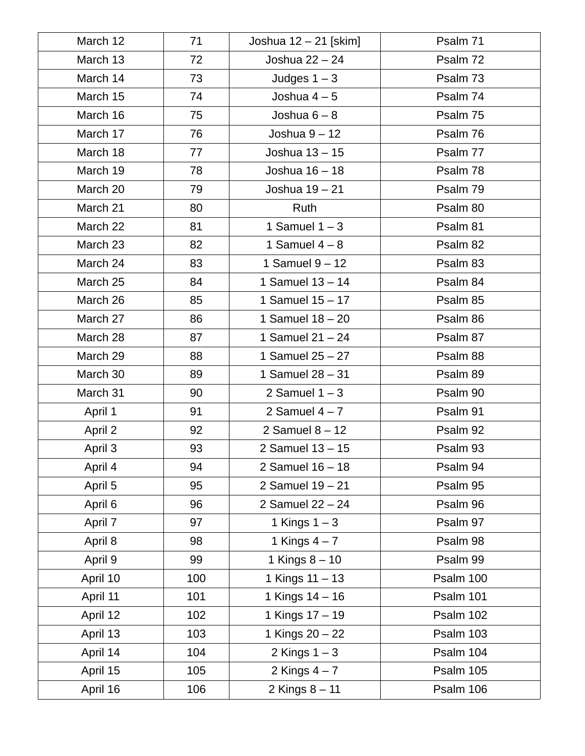| March 12 | 71 | Joshua 12 – 21 [skim] | Psalm 71 |
|---|---|---|---|
| March 13 | 72 | Joshua 22 – 24 | Psalm 72 |
| March 14 | 73 | Judges 1 – 3 | Psalm 73 |
| March 15 | 74 | Joshua 4 – 5 | Psalm 74 |
| March 16 | 75 | Joshua 6 – 8 | Psalm 75 |
| March 17 | 76 | Joshua 9 – 12 | Psalm 76 |
| March 18 | 77 | Joshua 13 – 15 | Psalm 77 |
| March 19 | 78 | Joshua 16 – 18 | Psalm 78 |
| March 20 | 79 | Joshua 19 – 21 | Psalm 79 |
| March 21 | 80 | Ruth | Psalm 80 |
| March 22 | 81 | 1 Samuel 1 – 3 | Psalm 81 |
| March 23 | 82 | 1 Samuel 4 – 8 | Psalm 82 |
| March 24 | 83 | 1 Samuel 9 – 12 | Psalm 83 |
| March 25 | 84 | 1 Samuel 13 – 14 | Psalm 84 |
| March 26 | 85 | 1 Samuel 15 – 17 | Psalm 85 |
| March 27 | 86 | 1 Samuel 18 – 20 | Psalm 86 |
| March 28 | 87 | 1 Samuel 21 – 24 | Psalm 87 |
| March 29 | 88 | 1 Samuel 25 – 27 | Psalm 88 |
| March 30 | 89 | 1 Samuel 28 – 31 | Psalm 89 |
| March 31 | 90 | 2 Samuel 1 – 3 | Psalm 90 |
| April 1 | 91 | 2 Samuel 4 – 7 | Psalm 91 |
| April 2 | 92 | 2 Samuel 8 – 12 | Psalm 92 |
| April 3 | 93 | 2 Samuel 13 – 15 | Psalm 93 |
| April 4 | 94 | 2 Samuel 16 – 18 | Psalm 94 |
| April 5 | 95 | 2 Samuel 19 – 21 | Psalm 95 |
| April 6 | 96 | 2 Samuel 22 – 24 | Psalm 96 |
| April 7 | 97 | 1 Kings 1 – 3 | Psalm 97 |
| April 8 | 98 | 1 Kings 4 – 7 | Psalm 98 |
| April 9 | 99 | 1 Kings 8 – 10 | Psalm 99 |
| April 10 | 100 | 1 Kings 11 – 13 | Psalm 100 |
| April 11 | 101 | 1 Kings 14 – 16 | Psalm 101 |
| April 12 | 102 | 1 Kings 17 – 19 | Psalm 102 |
| April 13 | 103 | 1 Kings 20 – 22 | Psalm 103 |
| April 14 | 104 | 2 Kings 1 – 3 | Psalm 104 |
| April 15 | 105 | 2 Kings 4 – 7 | Psalm 105 |
| April 16 | 106 | 2 Kings 8 – 11 | Psalm 106 |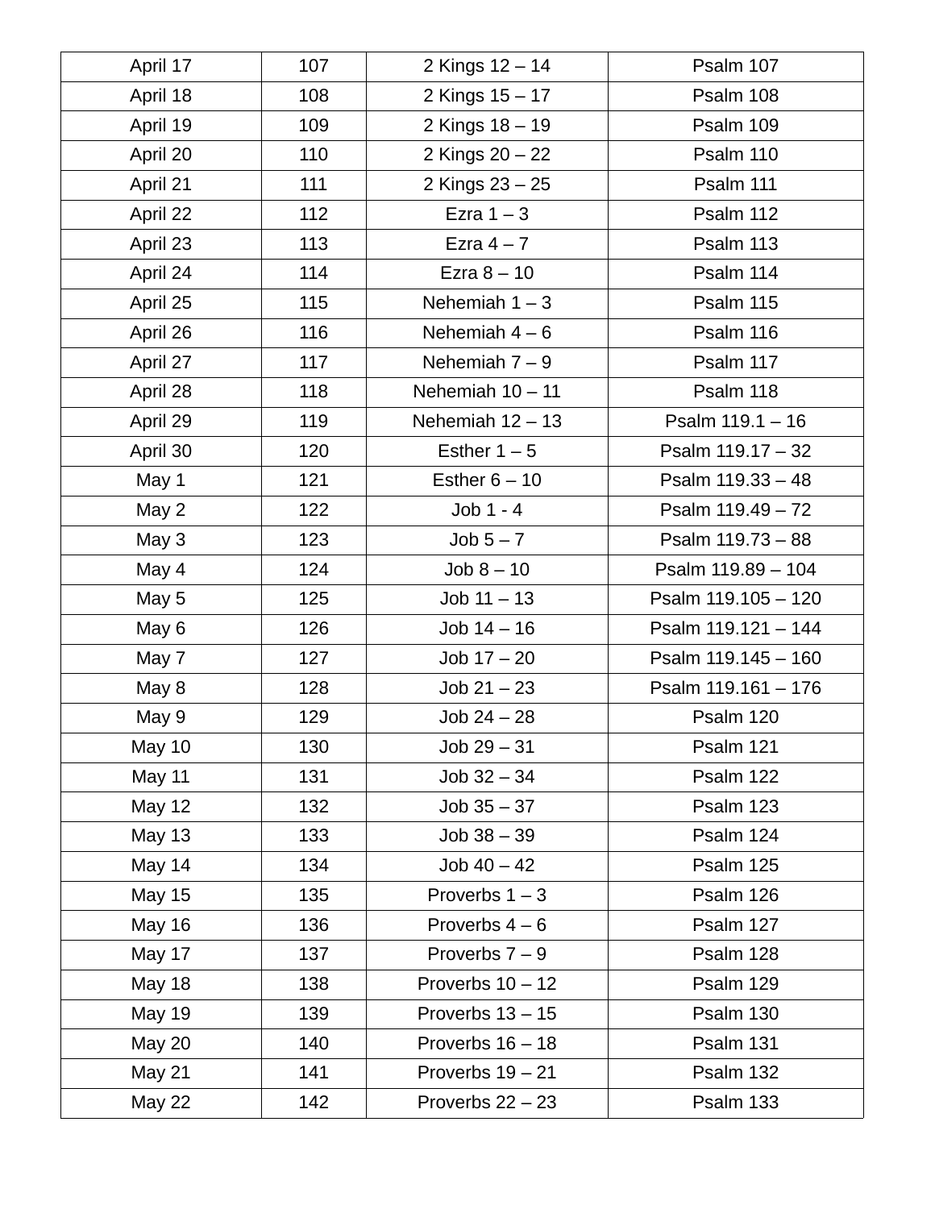| April 17 | 107 | 2 Kings 12 – 14 | Psalm 107 |
|---|---|---|---|
| April 18 | 108 | 2 Kings 15 – 17 | Psalm 108 |
| April 19 | 109 | 2 Kings 18 – 19 | Psalm 109 |
| April 20 | 110 | 2 Kings 20 – 22 | Psalm 110 |
| April 21 | 111 | 2 Kings 23 – 25 | Psalm 111 |
| April 22 | 112 | Ezra 1 – 3 | Psalm 112 |
| April 23 | 113 | Ezra 4 – 7 | Psalm 113 |
| April 24 | 114 | Ezra 8 – 10 | Psalm 114 |
| April 25 | 115 | Nehemiah 1 – 3 | Psalm 115 |
| April 26 | 116 | Nehemiah 4 – 6 | Psalm 116 |
| April 27 | 117 | Nehemiah 7 – 9 | Psalm 117 |
| April 28 | 118 | Nehemiah 10 – 11 | Psalm 118 |
| April 29 | 119 | Nehemiah 12 – 13 | Psalm 119.1 – 16 |
| April 30 | 120 | Esther 1 – 5 | Psalm 119.17 – 32 |
| May 1 | 121 | Esther 6 – 10 | Psalm 119.33 – 48 |
| May 2 | 122 | Job 1 - 4 | Psalm 119.49 – 72 |
| May 3 | 123 | Job 5 – 7 | Psalm 119.73 – 88 |
| May 4 | 124 | Job 8 – 10 | Psalm 119.89 – 104 |
| May 5 | 125 | Job 11 – 13 | Psalm 119.105 – 120 |
| May 6 | 126 | Job 14 – 16 | Psalm 119.121 – 144 |
| May 7 | 127 | Job 17 – 20 | Psalm 119.145 – 160 |
| May 8 | 128 | Job 21 – 23 | Psalm 119.161 – 176 |
| May 9 | 129 | Job 24 – 28 | Psalm 120 |
| May 10 | 130 | Job 29 – 31 | Psalm 121 |
| May 11 | 131 | Job 32 – 34 | Psalm 122 |
| May 12 | 132 | Job 35 – 37 | Psalm 123 |
| May 13 | 133 | Job 38 – 39 | Psalm 124 |
| May 14 | 134 | Job 40 – 42 | Psalm 125 |
| May 15 | 135 | Proverbs 1 – 3 | Psalm 126 |
| May 16 | 136 | Proverbs 4 – 6 | Psalm 127 |
| May 17 | 137 | Proverbs 7 – 9 | Psalm 128 |
| May 18 | 138 | Proverbs 10 – 12 | Psalm 129 |
| May 19 | 139 | Proverbs 13 – 15 | Psalm 130 |
| May 20 | 140 | Proverbs 16 – 18 | Psalm 131 |
| May 21 | 141 | Proverbs 19 – 21 | Psalm 132 |
| May 22 | 142 | Proverbs 22 – 23 | Psalm 133 |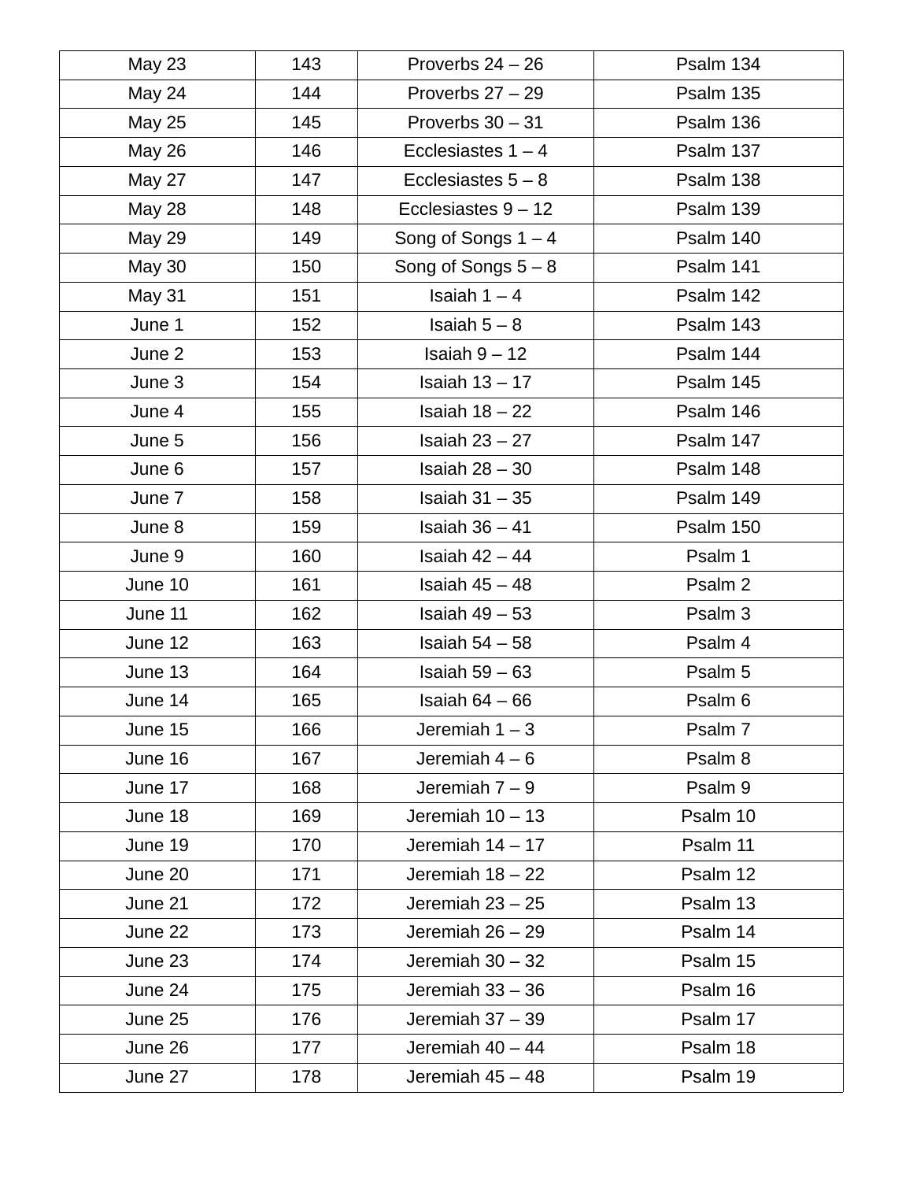| May 23 | 143 | Proverbs 24 – 26 | Psalm 134 |
|---|---|---|---|
| May 24 | 144 | Proverbs 27 – 29 | Psalm 135 |
| May 25 | 145 | Proverbs 30 – 31 | Psalm 136 |
| May 26 | 146 | Ecclesiastes 1 – 4 | Psalm 137 |
| May 27 | 147 | Ecclesiastes 5 – 8 | Psalm 138 |
| May 28 | 148 | Ecclesiastes 9 – 12 | Psalm 139 |
| May 29 | 149 | Song of Songs 1 – 4 | Psalm 140 |
| May 30 | 150 | Song of Songs 5 – 8 | Psalm 141 |
| May 31 | 151 | Isaiah 1 – 4 | Psalm 142 |
| June 1 | 152 | Isaiah 5 – 8 | Psalm 143 |
| June 2 | 153 | Isaiah 9 – 12 | Psalm 144 |
| June 3 | 154 | Isaiah 13 – 17 | Psalm 145 |
| June 4 | 155 | Isaiah 18 – 22 | Psalm 146 |
| June 5 | 156 | Isaiah 23 – 27 | Psalm 147 |
| June 6 | 157 | Isaiah 28 – 30 | Psalm 148 |
| June 7 | 158 | Isaiah 31 – 35 | Psalm 149 |
| June 8 | 159 | Isaiah 36 – 41 | Psalm 150 |
| June 9 | 160 | Isaiah 42 – 44 | Psalm 1 |
| June 10 | 161 | Isaiah 45 – 48 | Psalm 2 |
| June 11 | 162 | Isaiah 49 – 53 | Psalm 3 |
| June 12 | 163 | Isaiah 54 – 58 | Psalm 4 |
| June 13 | 164 | Isaiah 59 – 63 | Psalm 5 |
| June 14 | 165 | Isaiah 64 – 66 | Psalm 6 |
| June 15 | 166 | Jeremiah 1 – 3 | Psalm 7 |
| June 16 | 167 | Jeremiah 4 – 6 | Psalm 8 |
| June 17 | 168 | Jeremiah 7 – 9 | Psalm 9 |
| June 18 | 169 | Jeremiah 10 – 13 | Psalm 10 |
| June 19 | 170 | Jeremiah 14 – 17 | Psalm 11 |
| June 20 | 171 | Jeremiah 18 – 22 | Psalm 12 |
| June 21 | 172 | Jeremiah 23 – 25 | Psalm 13 |
| June 22 | 173 | Jeremiah 26 – 29 | Psalm 14 |
| June 23 | 174 | Jeremiah 30 – 32 | Psalm 15 |
| June 24 | 175 | Jeremiah 33 – 36 | Psalm 16 |
| June 25 | 176 | Jeremiah 37 – 39 | Psalm 17 |
| June 26 | 177 | Jeremiah 40 – 44 | Psalm 18 |
| June 27 | 178 | Jeremiah 45 – 48 | Psalm 19 |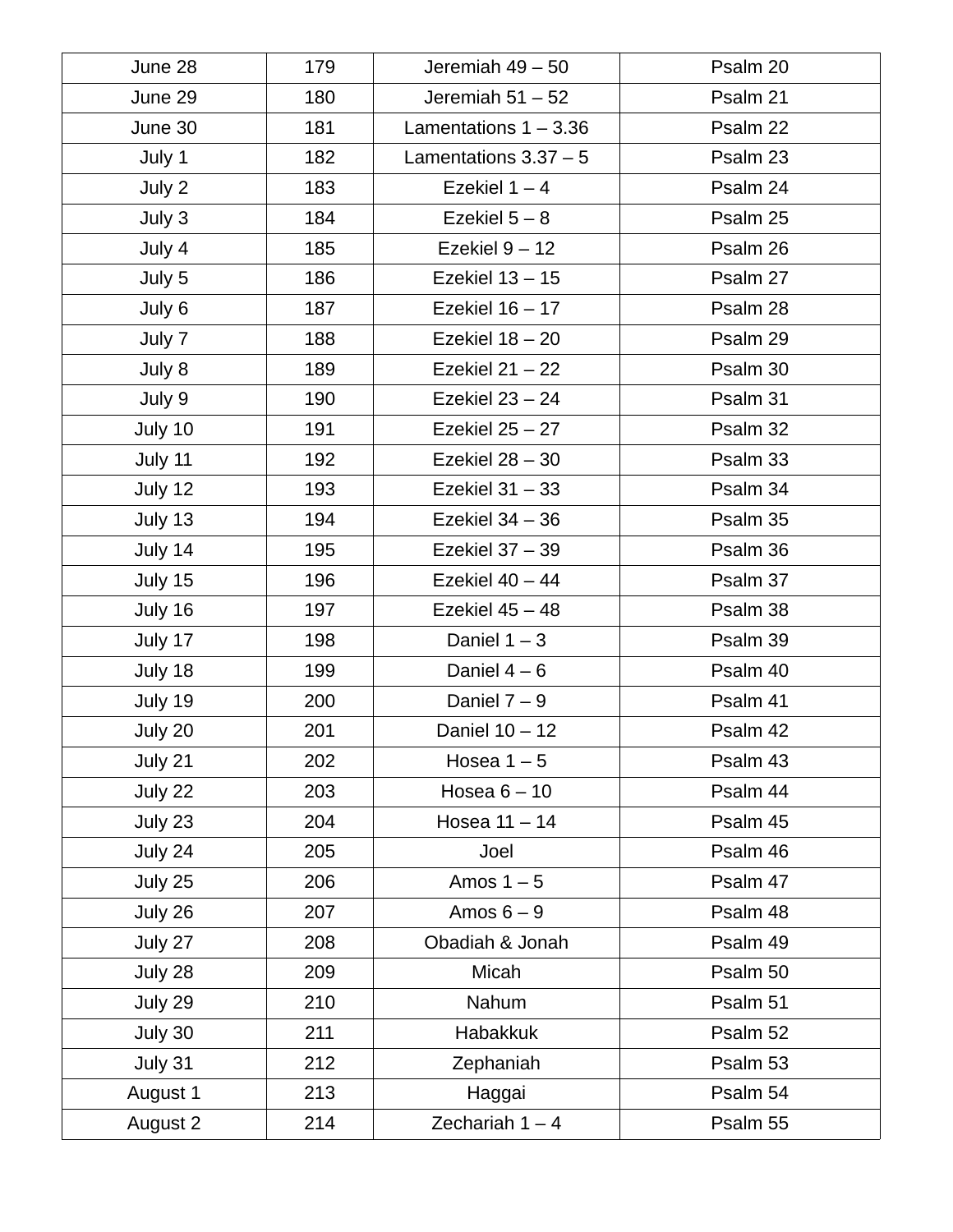| June 28 | 179 | Jeremiah 49 – 50 | Psalm 20 |
|---|---|---|---|
| June 29 | 180 | Jeremiah 51 – 52 | Psalm 21 |
| June 30 | 181 | Lamentations 1 – 3.36 | Psalm 22 |
| July 1 | 182 | Lamentations 3.37 – 5 | Psalm 23 |
| July 2 | 183 | Ezekiel 1 – 4 | Psalm 24 |
| July 3 | 184 | Ezekiel 5 – 8 | Psalm 25 |
| July 4 | 185 | Ezekiel 9 – 12 | Psalm 26 |
| July 5 | 186 | Ezekiel 13 – 15 | Psalm 27 |
| July 6 | 187 | Ezekiel 16 – 17 | Psalm 28 |
| July 7 | 188 | Ezekiel 18 – 20 | Psalm 29 |
| July 8 | 189 | Ezekiel 21 – 22 | Psalm 30 |
| July 9 | 190 | Ezekiel 23 – 24 | Psalm 31 |
| July 10 | 191 | Ezekiel 25 – 27 | Psalm 32 |
| July 11 | 192 | Ezekiel 28 – 30 | Psalm 33 |
| July 12 | 193 | Ezekiel 31 – 33 | Psalm 34 |
| July 13 | 194 | Ezekiel 34 – 36 | Psalm 35 |
| July 14 | 195 | Ezekiel 37 – 39 | Psalm 36 |
| July 15 | 196 | Ezekiel 40 – 44 | Psalm 37 |
| July 16 | 197 | Ezekiel 45 – 48 | Psalm 38 |
| July 17 | 198 | Daniel 1 – 3 | Psalm 39 |
| July 18 | 199 | Daniel 4 – 6 | Psalm 40 |
| July 19 | 200 | Daniel 7 – 9 | Psalm 41 |
| July 20 | 201 | Daniel 10 – 12 | Psalm 42 |
| July 21 | 202 | Hosea 1 – 5 | Psalm 43 |
| July 22 | 203 | Hosea 6 – 10 | Psalm 44 |
| July 23 | 204 | Hosea 11 – 14 | Psalm 45 |
| July 24 | 205 | Joel | Psalm 46 |
| July 25 | 206 | Amos 1 – 5 | Psalm 47 |
| July 26 | 207 | Amos 6 – 9 | Psalm 48 |
| July 27 | 208 | Obadiah & Jonah | Psalm 49 |
| July 28 | 209 | Micah | Psalm 50 |
| July 29 | 210 | Nahum | Psalm 51 |
| July 30 | 211 | Habakkuk | Psalm 52 |
| July 31 | 212 | Zephaniah | Psalm 53 |
| August 1 | 213 | Haggai | Psalm 54 |
| August 2 | 214 | Zechariah 1 – 4 | Psalm 55 |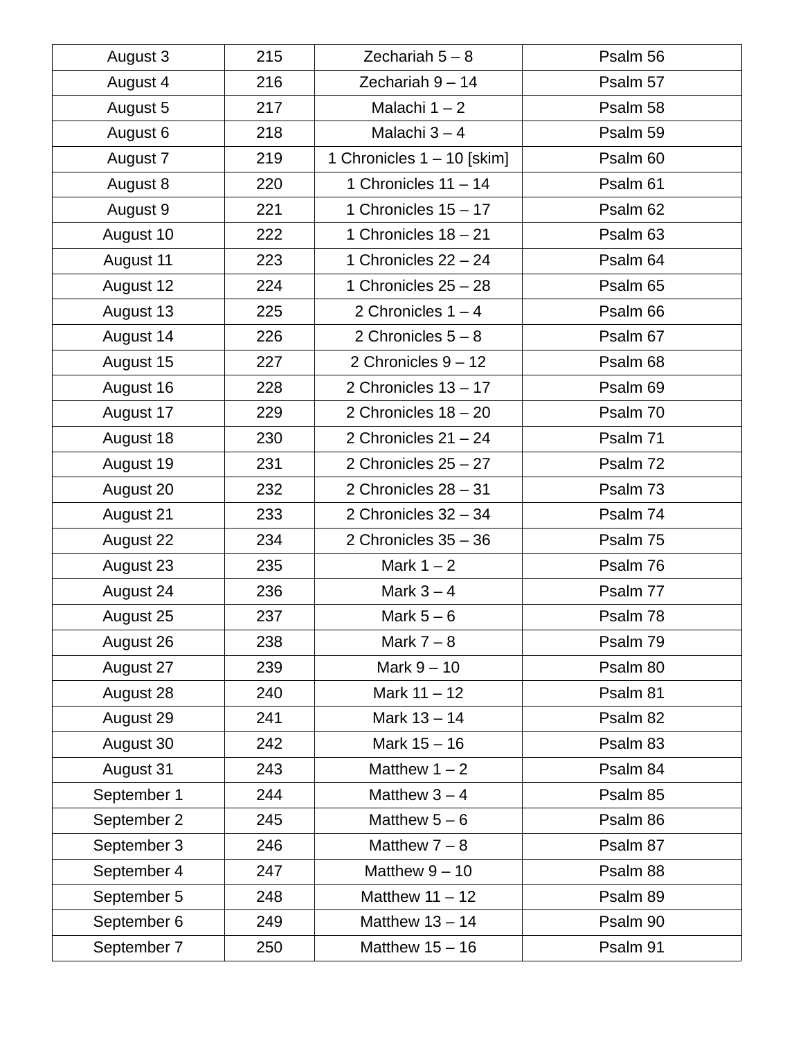| August 3 | 215 | Zechariah 5 – 8 | Psalm 56 |
|---|---|---|---|
| August 4 | 216 | Zechariah 9 – 14 | Psalm 57 |
| August 5 | 217 | Malachi 1 – 2 | Psalm 58 |
| August 6 | 218 | Malachi 3 – 4 | Psalm 59 |
| August 7 | 219 | 1 Chronicles 1 – 10 [skim] | Psalm 60 |
| August 8 | 220 | 1 Chronicles 11 – 14 | Psalm 61 |
| August 9 | 221 | 1 Chronicles 15 – 17 | Psalm 62 |
| August 10 | 222 | 1 Chronicles 18 – 21 | Psalm 63 |
| August 11 | 223 | 1 Chronicles 22 – 24 | Psalm 64 |
| August 12 | 224 | 1 Chronicles 25 – 28 | Psalm 65 |
| August 13 | 225 | 2 Chronicles 1 – 4 | Psalm 66 |
| August 14 | 226 | 2 Chronicles 5 – 8 | Psalm 67 |
| August 15 | 227 | 2 Chronicles 9 – 12 | Psalm 68 |
| August 16 | 228 | 2 Chronicles 13 – 17 | Psalm 69 |
| August 17 | 229 | 2 Chronicles 18 – 20 | Psalm 70 |
| August 18 | 230 | 2 Chronicles 21 – 24 | Psalm 71 |
| August 19 | 231 | 2 Chronicles 25 – 27 | Psalm 72 |
| August 20 | 232 | 2 Chronicles 28 – 31 | Psalm 73 |
| August 21 | 233 | 2 Chronicles 32 – 34 | Psalm 74 |
| August 22 | 234 | 2 Chronicles 35 – 36 | Psalm 75 |
| August 23 | 235 | Mark 1 – 2 | Psalm 76 |
| August 24 | 236 | Mark 3 – 4 | Psalm 77 |
| August 25 | 237 | Mark 5 – 6 | Psalm 78 |
| August 26 | 238 | Mark 7 – 8 | Psalm 79 |
| August 27 | 239 | Mark 9 – 10 | Psalm 80 |
| August 28 | 240 | Mark 11 – 12 | Psalm 81 |
| August 29 | 241 | Mark 13 – 14 | Psalm 82 |
| August 30 | 242 | Mark 15 – 16 | Psalm 83 |
| August 31 | 243 | Matthew 1 – 2 | Psalm 84 |
| September 1 | 244 | Matthew 3 – 4 | Psalm 85 |
| September 2 | 245 | Matthew 5 – 6 | Psalm 86 |
| September 3 | 246 | Matthew 7 – 8 | Psalm 87 |
| September 4 | 247 | Matthew 9 – 10 | Psalm 88 |
| September 5 | 248 | Matthew 11 – 12 | Psalm 89 |
| September 6 | 249 | Matthew 13 – 14 | Psalm 90 |
| September 7 | 250 | Matthew 15 – 16 | Psalm 91 |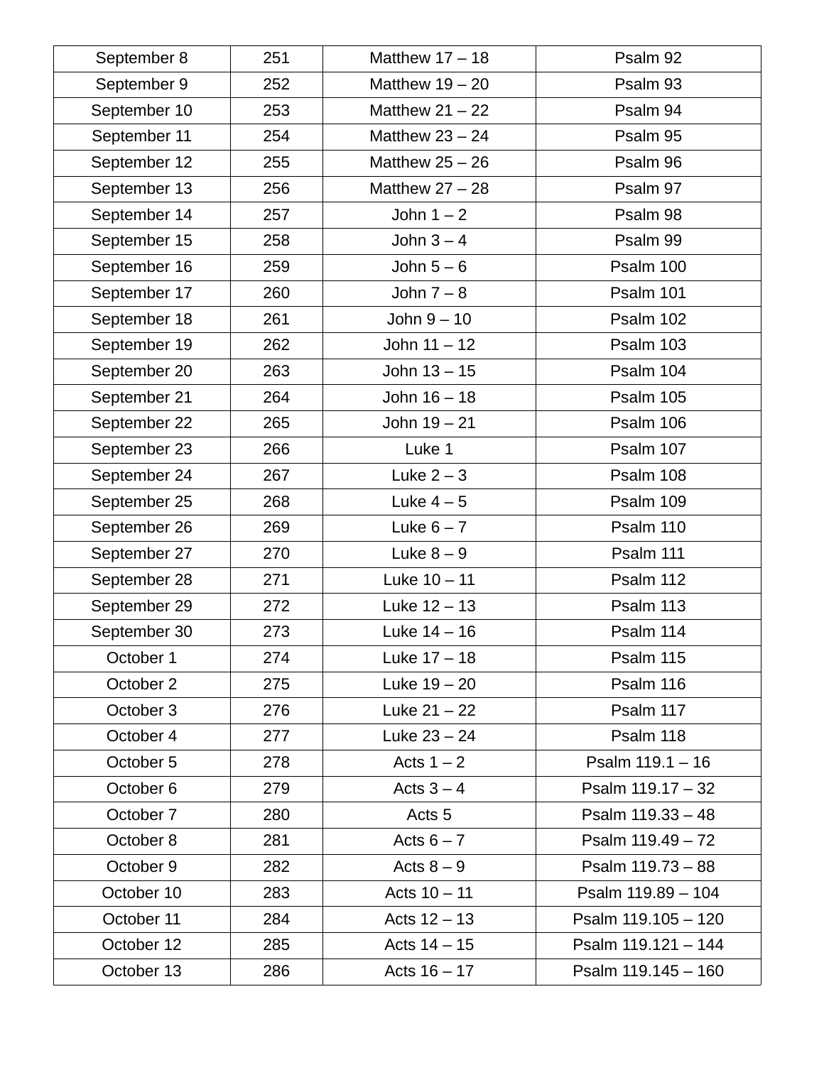| September 8 | 251 | Matthew 17 – 18 | Psalm 92 |
|---|---|---|---|
| September 9 | 252 | Matthew 19 – 20 | Psalm 93 |
| September 10 | 253 | Matthew 21 – 22 | Psalm 94 |
| September 11 | 254 | Matthew 23 – 24 | Psalm 95 |
| September 12 | 255 | Matthew 25 – 26 | Psalm 96 |
| September 13 | 256 | Matthew 27 – 28 | Psalm 97 |
| September 14 | 257 | John 1 – 2 | Psalm 98 |
| September 15 | 258 | John 3 – 4 | Psalm 99 |
| September 16 | 259 | John 5 – 6 | Psalm 100 |
| September 17 | 260 | John 7 – 8 | Psalm 101 |
| September 18 | 261 | John 9 – 10 | Psalm 102 |
| September 19 | 262 | John 11 – 12 | Psalm 103 |
| September 20 | 263 | John 13 – 15 | Psalm 104 |
| September 21 | 264 | John 16 – 18 | Psalm 105 |
| September 22 | 265 | John 19 – 21 | Psalm 106 |
| September 23 | 266 | Luke 1 | Psalm 107 |
| September 24 | 267 | Luke 2 – 3 | Psalm 108 |
| September 25 | 268 | Luke 4 – 5 | Psalm 109 |
| September 26 | 269 | Luke 6 – 7 | Psalm 110 |
| September 27 | 270 | Luke 8 – 9 | Psalm 111 |
| September 28 | 271 | Luke 10 – 11 | Psalm 112 |
| September 29 | 272 | Luke 12 – 13 | Psalm 113 |
| September 30 | 273 | Luke 14 – 16 | Psalm 114 |
| October 1 | 274 | Luke 17 – 18 | Psalm 115 |
| October 2 | 275 | Luke 19 – 20 | Psalm 116 |
| October 3 | 276 | Luke 21 – 22 | Psalm 117 |
| October 4 | 277 | Luke 23 – 24 | Psalm 118 |
| October 5 | 278 | Acts 1 – 2 | Psalm 119.1 – 16 |
| October 6 | 279 | Acts 3 – 4 | Psalm 119.17 – 32 |
| October 7 | 280 | Acts 5 | Psalm 119.33 – 48 |
| October 8 | 281 | Acts 6 – 7 | Psalm 119.49 – 72 |
| October 9 | 282 | Acts 8 – 9 | Psalm 119.73 – 88 |
| October 10 | 283 | Acts 10 – 11 | Psalm 119.89 – 104 |
| October 11 | 284 | Acts 12 – 13 | Psalm 119.105 – 120 |
| October 12 | 285 | Acts 14 – 15 | Psalm 119.121 – 144 |
| October 13 | 286 | Acts 16 – 17 | Psalm 119.145 – 160 |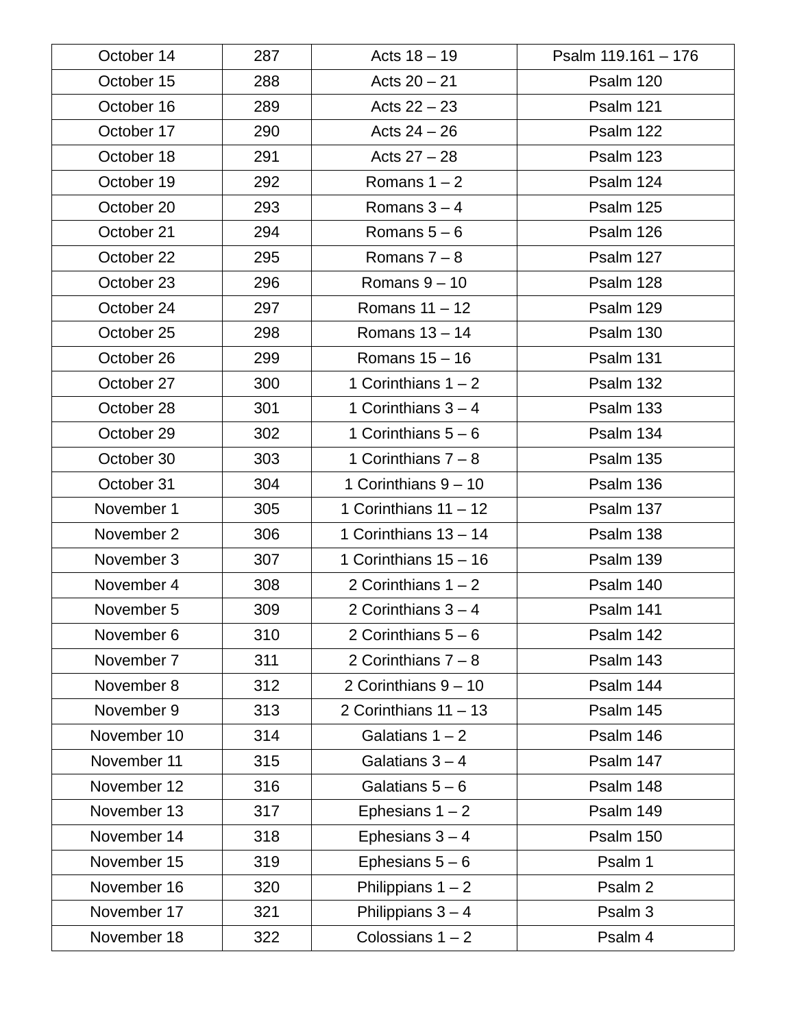| October 14 | 287 | Acts 18 – 19 | Psalm 119.161 – 176 |
|---|---|---|---|
| October 15 | 288 | Acts 20 – 21 | Psalm 120 |
| October 16 | 289 | Acts 22 – 23 | Psalm 121 |
| October 17 | 290 | Acts 24 – 26 | Psalm 122 |
| October 18 | 291 | Acts 27 – 28 | Psalm 123 |
| October 19 | 292 | Romans 1 – 2 | Psalm 124 |
| October 20 | 293 | Romans 3 – 4 | Psalm 125 |
| October 21 | 294 | Romans 5 – 6 | Psalm 126 |
| October 22 | 295 | Romans 7 – 8 | Psalm 127 |
| October 23 | 296 | Romans 9 – 10 | Psalm 128 |
| October 24 | 297 | Romans 11 – 12 | Psalm 129 |
| October 25 | 298 | Romans 13 – 14 | Psalm 130 |
| October 26 | 299 | Romans 15 – 16 | Psalm 131 |
| October 27 | 300 | 1 Corinthians 1 – 2 | Psalm 132 |
| October 28 | 301 | 1 Corinthians 3 – 4 | Psalm 133 |
| October 29 | 302 | 1 Corinthians 5 – 6 | Psalm 134 |
| October 30 | 303 | 1 Corinthians 7 – 8 | Psalm 135 |
| October 31 | 304 | 1 Corinthians 9 – 10 | Psalm 136 |
| November 1 | 305 | 1 Corinthians 11 – 12 | Psalm 137 |
| November 2 | 306 | 1 Corinthians 13 – 14 | Psalm 138 |
| November 3 | 307 | 1 Corinthians 15 – 16 | Psalm 139 |
| November 4 | 308 | 2 Corinthians 1 – 2 | Psalm 140 |
| November 5 | 309 | 2 Corinthians 3 – 4 | Psalm 141 |
| November 6 | 310 | 2 Corinthians 5 – 6 | Psalm 142 |
| November 7 | 311 | 2 Corinthians 7 – 8 | Psalm 143 |
| November 8 | 312 | 2 Corinthians 9 – 10 | Psalm 144 |
| November 9 | 313 | 2 Corinthians 11 – 13 | Psalm 145 |
| November 10 | 314 | Galatians 1 – 2 | Psalm 146 |
| November 11 | 315 | Galatians 3 – 4 | Psalm 147 |
| November 12 | 316 | Galatians 5 – 6 | Psalm 148 |
| November 13 | 317 | Ephesians 1 – 2 | Psalm 149 |
| November 14 | 318 | Ephesians 3 – 4 | Psalm 150 |
| November 15 | 319 | Ephesians 5 – 6 | Psalm 1 |
| November 16 | 320 | Philippians 1 – 2 | Psalm 2 |
| November 17 | 321 | Philippians 3 – 4 | Psalm 3 |
| November 18 | 322 | Colossians 1 – 2 | Psalm 4 |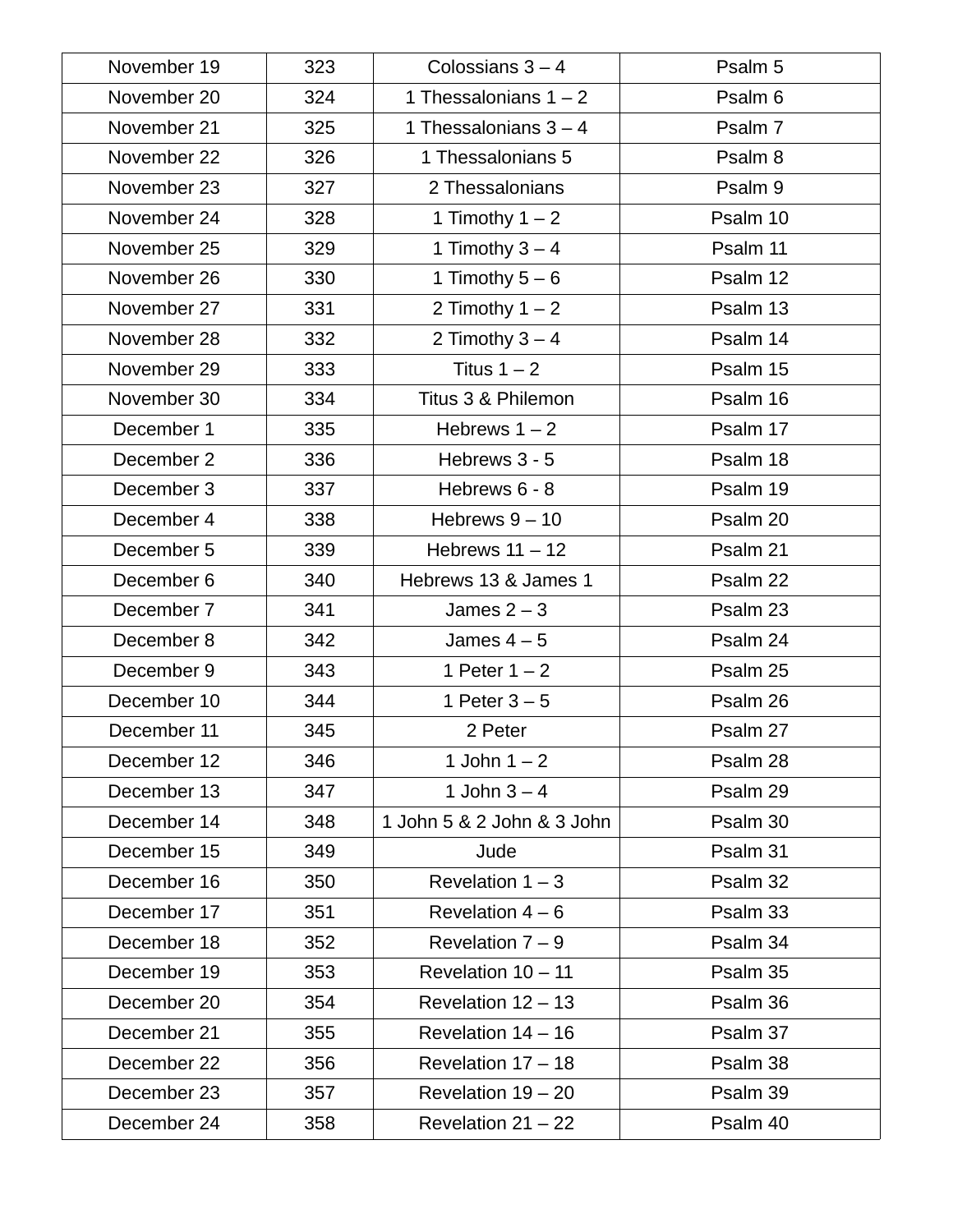| | | | |
|---|---|---|---|
| November 19 | 323 | Colossians 3 – 4 | Psalm 5 |
| November 20 | 324 | 1 Thessalonians 1 – 2 | Psalm 6 |
| November 21 | 325 | 1 Thessalonians 3 – 4 | Psalm 7 |
| November 22 | 326 | 1 Thessalonians 5 | Psalm 8 |
| November 23 | 327 | 2 Thessalonians | Psalm 9 |
| November 24 | 328 | 1 Timothy 1 – 2 | Psalm 10 |
| November 25 | 329 | 1 Timothy 3 – 4 | Psalm 11 |
| November 26 | 330 | 1 Timothy 5 – 6 | Psalm 12 |
| November 27 | 331 | 2 Timothy 1 – 2 | Psalm 13 |
| November 28 | 332 | 2 Timothy 3 – 4 | Psalm 14 |
| November 29 | 333 | Titus 1 – 2 | Psalm 15 |
| November 30 | 334 | Titus 3 & Philemon | Psalm 16 |
| December 1 | 335 | Hebrews 1 – 2 | Psalm 17 |
| December 2 | 336 | Hebrews 3 - 5 | Psalm 18 |
| December 3 | 337 | Hebrews 6 - 8 | Psalm 19 |
| December 4 | 338 | Hebrews 9 – 10 | Psalm 20 |
| December 5 | 339 | Hebrews 11 – 12 | Psalm 21 |
| December 6 | 340 | Hebrews 13 & James 1 | Psalm 22 |
| December 7 | 341 | James 2 – 3 | Psalm 23 |
| December 8 | 342 | James 4 – 5 | Psalm 24 |
| December 9 | 343 | 1 Peter 1 – 2 | Psalm 25 |
| December 10 | 344 | 1 Peter 3 – 5 | Psalm 26 |
| December 11 | 345 | 2 Peter | Psalm 27 |
| December 12 | 346 | 1 John 1 – 2 | Psalm 28 |
| December 13 | 347 | 1 John 3 – 4 | Psalm 29 |
| December 14 | 348 | 1 John 5 & 2 John & 3 John | Psalm 30 |
| December 15 | 349 | Jude | Psalm 31 |
| December 16 | 350 | Revelation 1 – 3 | Psalm 32 |
| December 17 | 351 | Revelation 4 – 6 | Psalm 33 |
| December 18 | 352 | Revelation 7 – 9 | Psalm 34 |
| December 19 | 353 | Revelation 10 – 11 | Psalm 35 |
| December 20 | 354 | Revelation 12 – 13 | Psalm 36 |
| December 21 | 355 | Revelation 14 – 16 | Psalm 37 |
| December 22 | 356 | Revelation 17 – 18 | Psalm 38 |
| December 23 | 357 | Revelation 19 – 20 | Psalm 39 |
| December 24 | 358 | Revelation 21 – 22 | Psalm 40 |